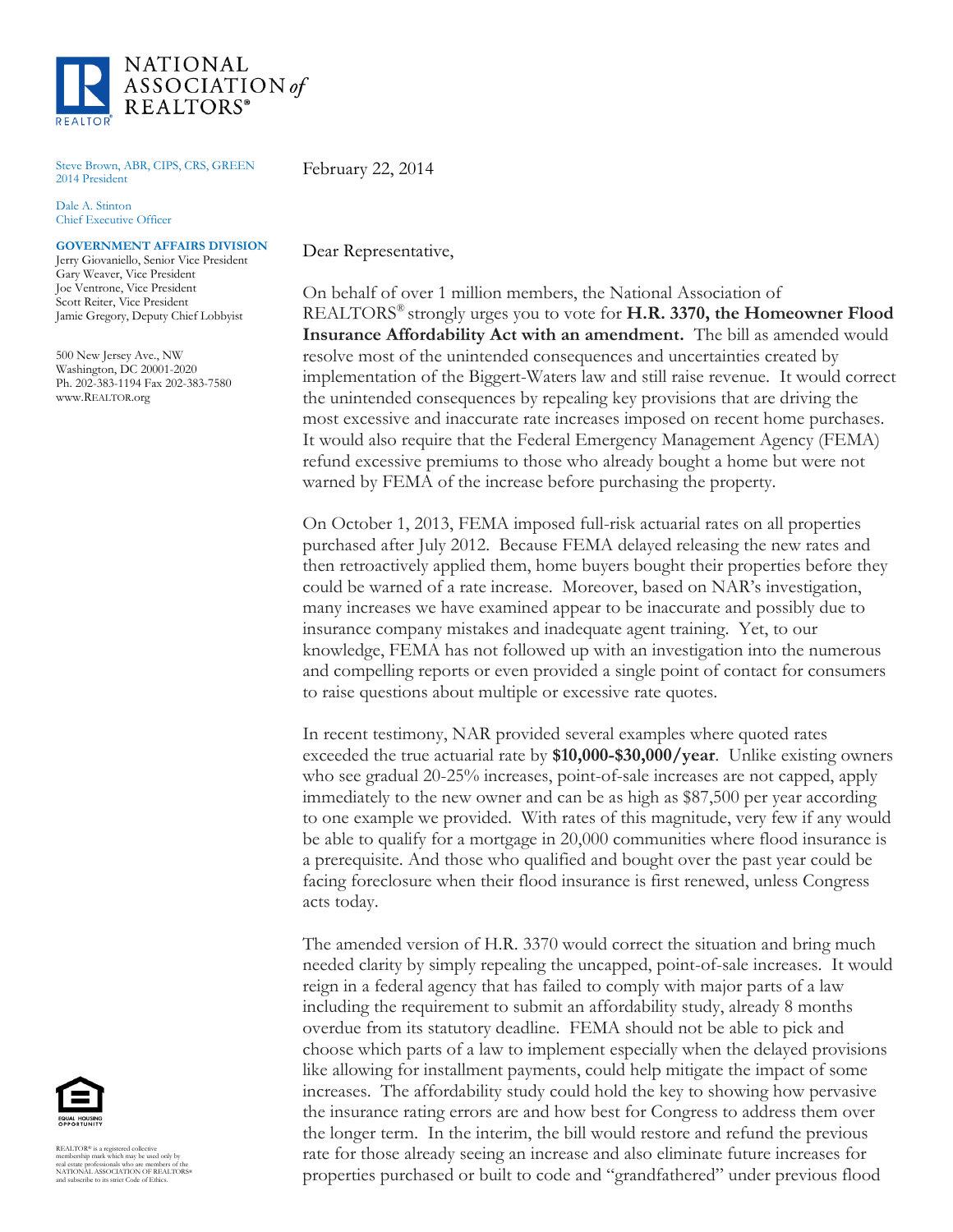NATIONAL ASSOCIATION of REALTORS®

Steve Brown, ABR, CIPS, CRS, GREEN
2014 President

Dale A. Stinton
Chief Executive Officer

**GOVERNMENT AFFAIRS DIVISION**
Jerry Giovaniello, Senior Vice President
Gary Weaver, Vice President
Joe Ventrone, Vice President
Scott Reiter, Vice President
Jamie Gregory, Deputy Chief Lobbyist

500 New Jersey Ave., NW
Washington, DC 20001-2020
Ph. 202-383-1194 Fax 202-383-7580
www.REALTOR.org

February 22, 2014

Dear Representative,

On behalf of over 1 million members, the National Association of REALTORS® strongly urges you to vote for **H.R. 3370, the Homeowner Flood Insurance Affordability Act with an amendment.** The bill as amended would resolve most of the unintended consequences and uncertainties created by implementation of the Biggert-Waters law and still raise revenue. It would correct the unintended consequences by repealing key provisions that are driving the most excessive and inaccurate rate increases imposed on recent home purchases. It would also require that the Federal Emergency Management Agency (FEMA) refund excessive premiums to those who already bought a home but were not warned by FEMA of the increase before purchasing the property.

On October 1, 2013, FEMA imposed full-risk actuarial rates on all properties purchased after July 2012. Because FEMA delayed releasing the new rates and then retroactively applied them, home buyers bought their properties before they could be warned of a rate increase. Moreover, based on NAR's investigation, many increases we have examined appear to be inaccurate and possibly due to insurance company mistakes and inadequate agent training. Yet, to our knowledge, FEMA has not followed up with an investigation into the numerous and compelling reports or even provided a single point of contact for consumers to raise questions about multiple or excessive rate quotes.

In recent testimony, NAR provided several examples where quoted rates exceeded the true actuarial rate by **$10,000-$30,000/year**. Unlike existing owners who see gradual 20-25% increases, point-of-sale increases are not capped, apply immediately to the new owner and can be as high as $87,500 per year according to one example we provided. With rates of this magnitude, very few if any would be able to qualify for a mortgage in 20,000 communities where flood insurance is a prerequisite. And those who qualified and bought over the past year could be facing foreclosure when their flood insurance is first renewed, unless Congress acts today.

The amended version of H.R. 3370 would correct the situation and bring much needed clarity by simply repealing the uncapped, point-of-sale increases. It would reign in a federal agency that has failed to comply with major parts of a law including the requirement to submit an affordability study, already 8 months overdue from its statutory deadline. FEMA should not be able to pick and choose which parts of a law to implement especially when the delayed provisions like allowing for installment payments, could help mitigate the impact of some increases. The affordability study could hold the key to showing how pervasive the insurance rating errors are and how best for Congress to address them over the longer term. In the interim, the bill would restore and refund the previous rate for those already seeing an increase and also eliminate future increases for properties purchased or built to code and "grandfathered" under previous flood

EQUAL HOUSING OPPORTUNITY

REALTOR® is a registered collective membership mark which may be used only by real estate professionals who are members of the NATIONAL ASSOCIATION OF REALTORS® and subscribe to its strict Code of Ethics.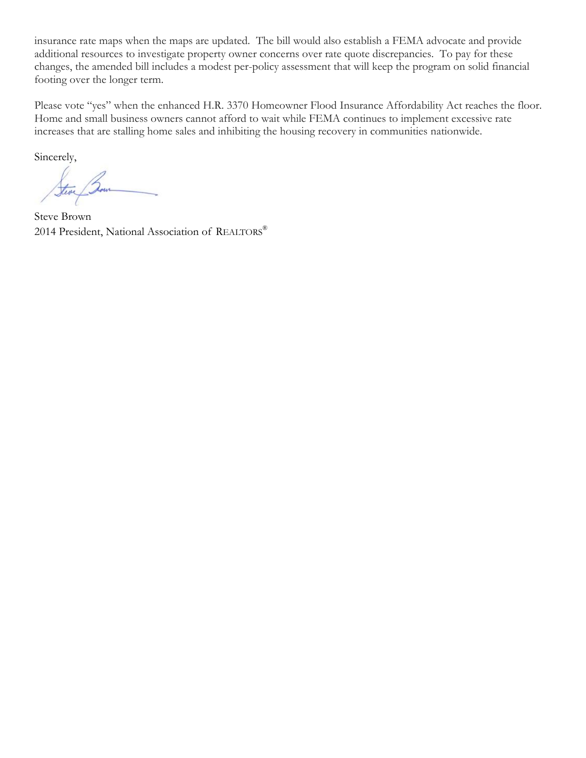insurance rate maps when the maps are updated. The bill would also establish a FEMA advocate and provide additional resources to investigate property owner concerns over rate quote discrepancies. To pay for these changes, the amended bill includes a modest per-policy assessment that will keep the program on solid financial footing over the longer term.

Please vote "yes" when the enhanced H.R. 3370 Homeowner Flood Insurance Affordability Act reaches the floor. Home and small business owners cannot afford to wait while FEMA continues to implement excessive rate increases that are stalling home sales and inhibiting the housing recovery in communities nationwide.

Sincerely,

Steve Brown
2014 President, National Association of REALTORS®